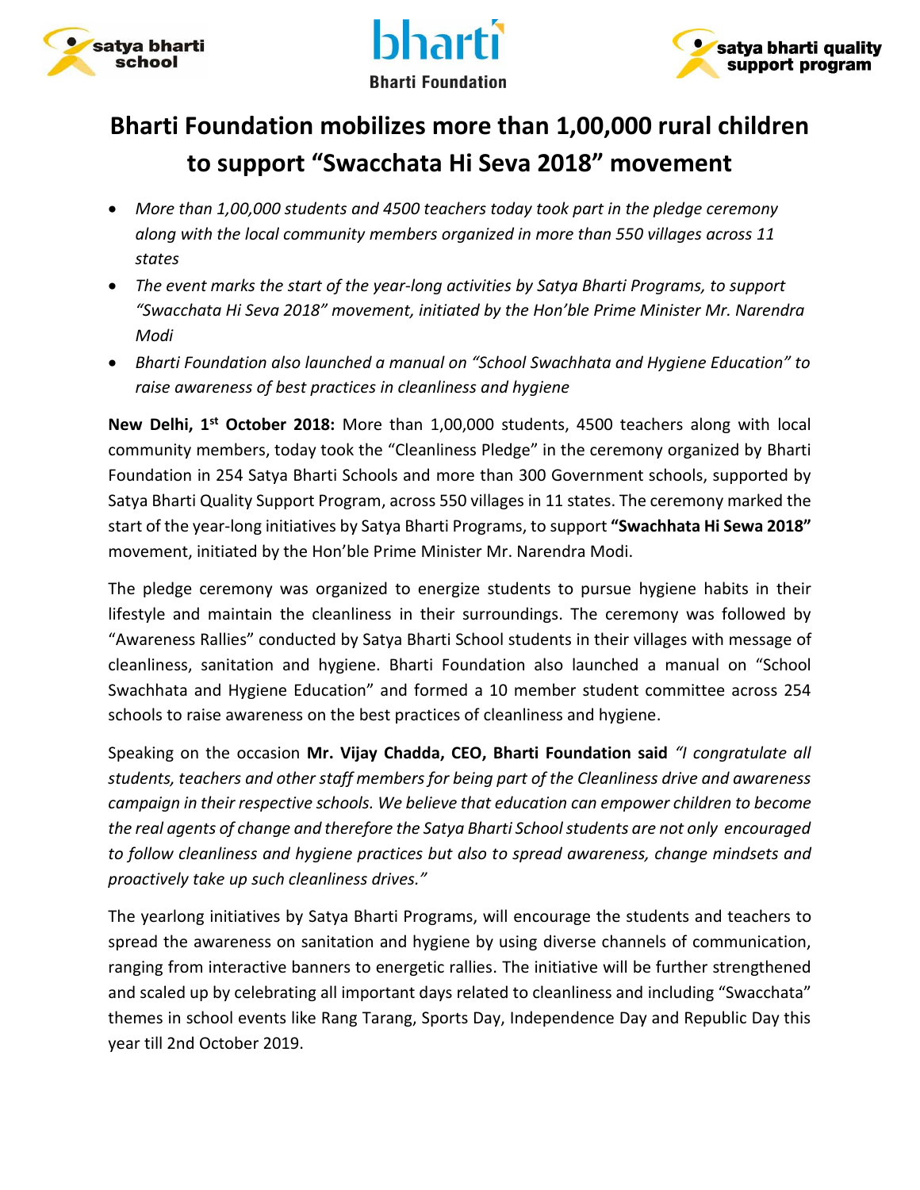# Bharti Foundation mobilizes more than 1,00,000 rural children to support "Swacchata Hi Seva 2018" movement

- *More than 1,00,000 students and 4500 teachers today took part in the pledge ceremony along with the local community members organized in more than 550 villages across 11 states*
- *The event marks the start of the year-long activities by Satya Bharti Programs, to support "Swacchata Hi Seva 2018" movement, initiated by the Hon'ble Prime Minister Mr. Narendra Modi*
- *Bharti Foundation also launched a manual on "School Swachhata and Hygiene Education" to raise awareness of best practices in cleanliness and hygiene*

**New Delhi, 1st October 2018:** More than 1,00,000 students, 4500 teachers along with local community members, today took the "Cleanliness Pledge" in the ceremony organized by Bharti Foundation in 254 Satya Bharti Schools and more than 300 Government schools, supported by Satya Bharti Quality Support Program, across 550 villages in 11 states. The ceremony marked the start of the year-long initiatives by Satya Bharti Programs, to support **"Swachhata Hi Sewa 2018"** movement, initiated by the Hon'ble Prime Minister Mr. Narendra Modi.

The pledge ceremony was organized to energize students to pursue hygiene habits in their lifestyle and maintain the cleanliness in their surroundings. The ceremony was followed by "Awareness Rallies" conducted by Satya Bharti School students in their villages with message of cleanliness, sanitation and hygiene. Bharti Foundation also launched a manual on "School Swachhata and Hygiene Education" and formed a 10 member student committee across 254 schools to raise awareness on the best practices of cleanliness and hygiene.

Speaking on the occasion **Mr. Vijay Chadda, CEO, Bharti Foundation said** *"I congratulate all students, teachers and other staff members for being part of the Cleanliness drive and awareness campaign in their respective schools. We believe that education can empower children to become the real agents of change and therefore the Satya Bharti School students are not only encouraged to follow cleanliness and hygiene practices but also to spread awareness, change mindsets and proactively take up such cleanliness drives."*

The yearlong initiatives by Satya Bharti Programs, will encourage the students and teachers to spread the awareness on sanitation and hygiene by using diverse channels of communication, ranging from interactive banners to energetic rallies. The initiative will be further strengthened and scaled up by celebrating all important days related to cleanliness and including "Swacchata" themes in school events like Rang Tarang, Sports Day, Independence Day and Republic Day this year till 2nd October 2019.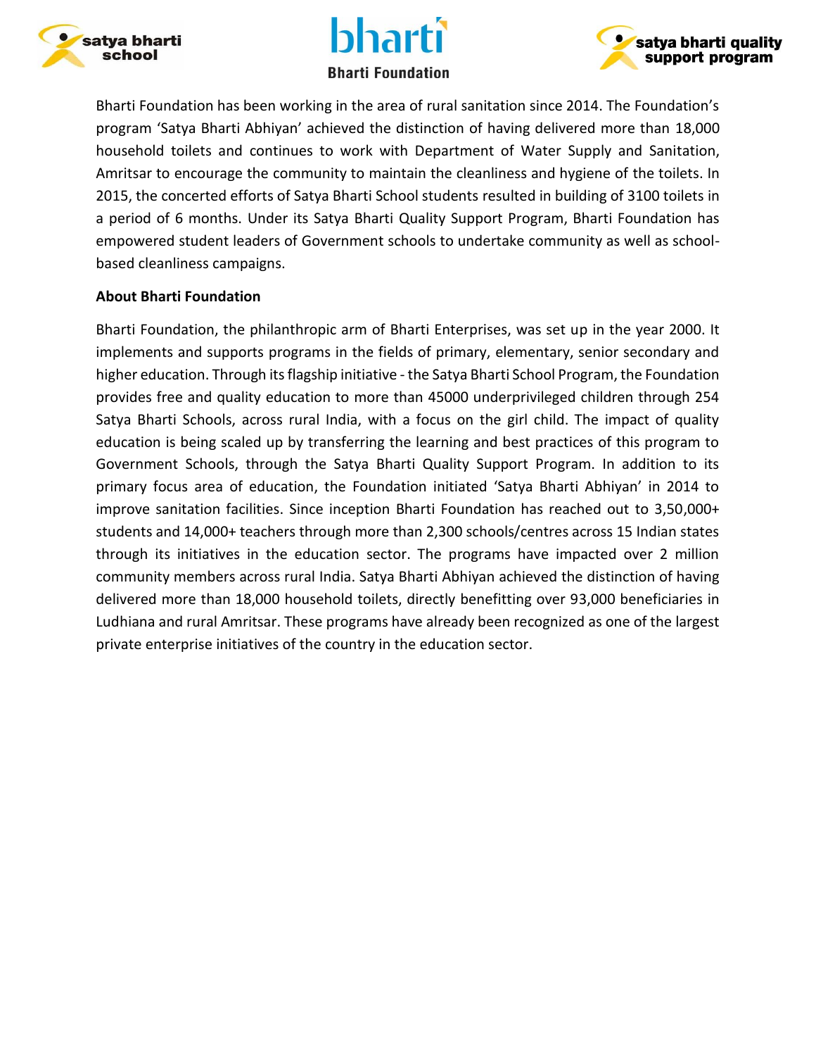Bharti Foundation has been working in the area of rural sanitation since 2014. The Foundation's program 'Satya Bharti Abhiyan' achieved the distinction of having delivered more than 18,000 household toilets and continues to work with Department of Water Supply and Sanitation, Amritsar to encourage the community to maintain the cleanliness and hygiene of the toilets. In 2015, the concerted efforts of Satya Bharti School students resulted in building of 3100 toilets in a period of 6 months. Under its Satya Bharti Quality Support Program, Bharti Foundation has empowered student leaders of Government schools to undertake community as well as school-based cleanliness campaigns.

**About Bharti Foundation**

Bharti Foundation, the philanthropic arm of Bharti Enterprises, was set up in the year 2000. It implements and supports programs in the fields of primary, elementary, senior secondary and higher education. Through its flagship initiative - the Satya Bharti School Program, the Foundation provides free and quality education to more than 45000 underprivileged children through 254 Satya Bharti Schools, across rural India, with a focus on the girl child. The impact of quality education is being scaled up by transferring the learning and best practices of this program to Government Schools, through the Satya Bharti Quality Support Program. In addition to its primary focus area of education, the Foundation initiated 'Satya Bharti Abhiyan' in 2014 to improve sanitation facilities. Since inception Bharti Foundation has reached out to 3,50,000+ students and 14,000+ teachers through more than 2,300 schools/centres across 15 Indian states through its initiatives in the education sector. The programs have impacted over 2 million community members across rural India. Satya Bharti Abhiyan achieved the distinction of having delivered more than 18,000 household toilets, directly benefitting over 93,000 beneficiaries in Ludhiana and rural Amritsar. These programs have already been recognized as one of the largest private enterprise initiatives of the country in the education sector.